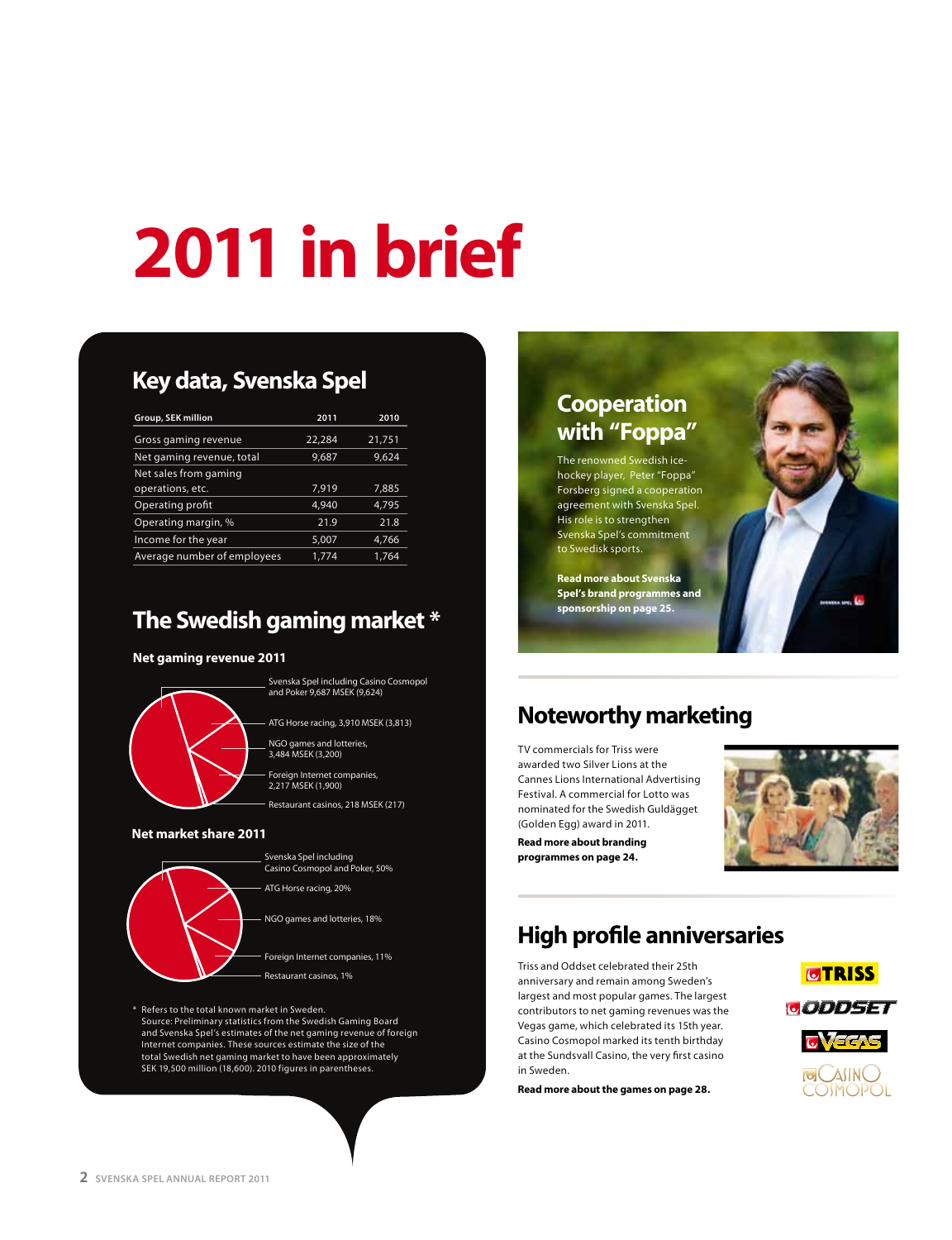# 2011 in brief

## Key data, Svenska Spel

| Group, SEK million | 2011 | 2010 |
|---|---|---|
| Gross gaming revenue | 22,284 | 21,751 |
| Net gaming revenue, total | 9,687 | 9,624 |
| Net sales from gaming operations, etc. | 7,919 | 7,885 |
| Operating profit | 4,940 | 4,795 |
| Operating margin, % | 21.9 | 21.8 |
| Income for the year | 5,007 | 4,766 |
| Average number of employees | 1,774 | 1,764 |

## The Swedish gaming market *

### Net gaming revenue 2011

- Svenska Spel including Casino Cosmopol and Poker 9,687 MSEK (9,624)
- ATG Horse racing, 3,910 MSEK (3,813)
- NGO games and lotteries, 3,484 MSEK (3,200)
- Foreign Internet companies, 2,217 MSEK (1,900)
- Restaurant casinos, 218 MSEK (217)

### Net market share 2011

- Svenska Spel including Casino Cosmopol and Poker, 50%
- ATG Horse racing, 20%
- NGO games and lotteries, 18%
- Foreign Internet companies, 11%
- Restaurant casinos, 1%

\* Refers to the total known market in Sweden. Source: Preliminary statistics from the Swedish Gaming Board and Svenska Spel's estimates of the net gaming revenue of foreign Internet companies. These sources estimate the size of the total Swedish net gaming market to have been approximately SEK 19,500 million (18,600). 2010 figures in parentheses.

## Cooperation with "Foppa"

The renowned Swedish ice-hockey player, Peter "Foppa" Forsberg signed a cooperation agreement with Svenska Spel. His role is to strengthen Svenska Spel's commitment to Swedish sports.

**Read more about Svenska Spel's brand programmes and sponsorship on page 25.**

## Noteworthy marketing

TV commercials for Triss were awarded two Silver Lions at the Cannes Lions International Advertising Festival. A commercial for Lotto was nominated for the Swedish Guldägget (Golden Egg) award in 2011.

**Read more about branding programmes on page 24.**

## High profile anniversaries

Triss and Oddset celebrated their 25th anniversary and remain among Sweden's largest and most popular games. The largest contributors to net gaming revenues was the Vegas game, which celebrated its 15th year. Casino Cosmopol marked its tenth birthday at the Sundsvall Casino, the very first casino in Sweden.

**Read more about the games on page 28.**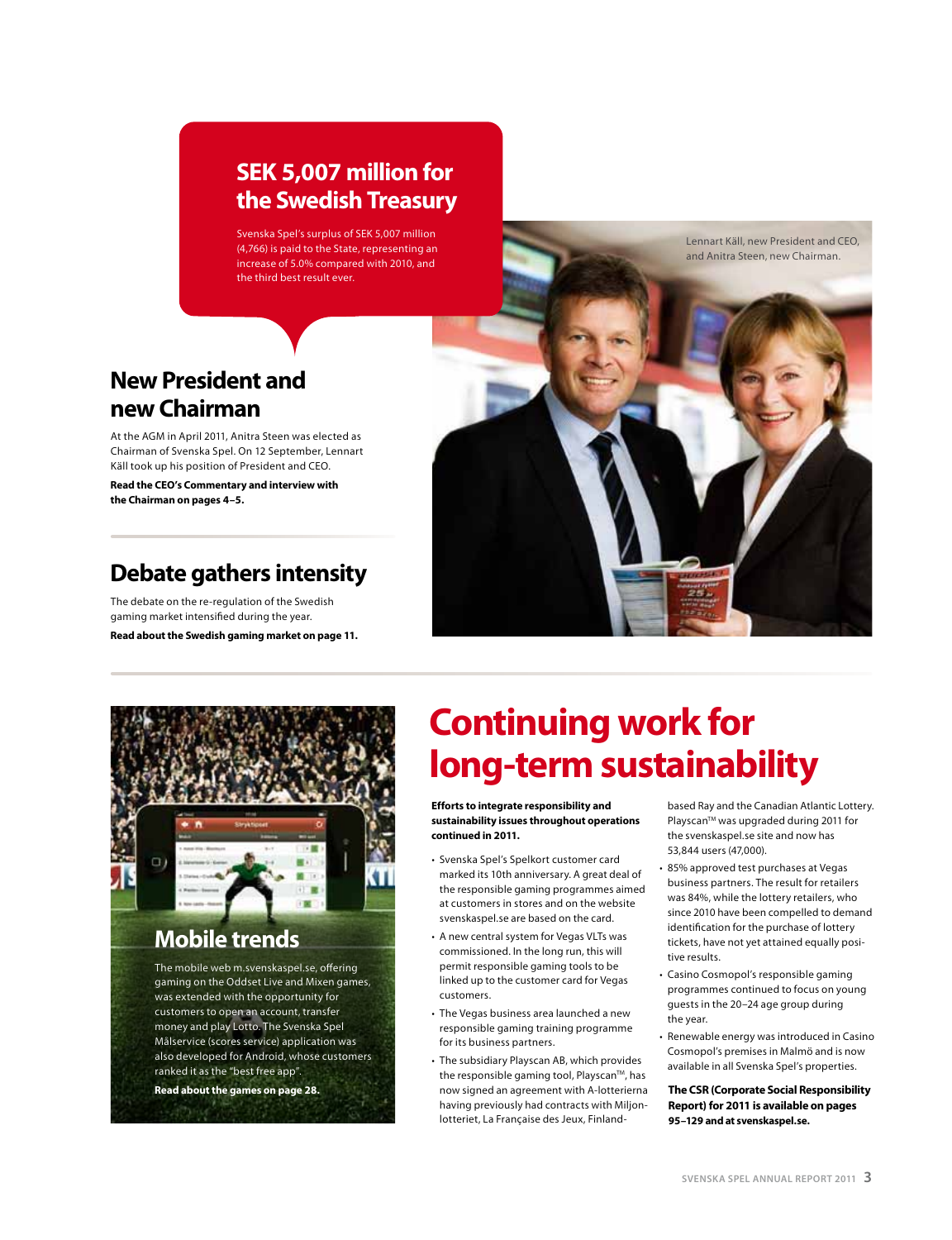## SEK 5,007 million for the Swedish Treasury

Svenska Spel's surplus of SEK 5,007 million (4,766) is paid to the State, representing an increase of 5.0% compared with 2010, and the third best result ever.

## New President and new Chairman

At the AGM in April 2011, Anitra Steen was elected as Chairman of Svenska Spel. On 12 September, Lennart Käll took up his position of President and CEO.

**Read the CEO's Commentary and interview with the Chairman on pages 4–5.**

Lennart Käll, new President and CEO, and Anitra Steen, new Chairman.

## Debate gathers intensity

The debate on the re-regulation of the Swedish gaming market intensified during the year.

**Read about the Swedish gaming market on page 11.**

## Mobile trends

The mobile web m.svenskaspel.se, offering gaming on the Oddset Live and Mixen games, was extended with the opportunity for customers to open an account, transfer money and play Lotto. The Svenska Spel Målservice (scores service) application was also developed for Android, whose customers ranked it as the "best free app".

**Read about the games on page 28.**

# Continuing work for long-term sustainability

**Efforts to integrate responsibility and sustainability issues throughout operations continued in 2011.**

- Svenska Spel's Spelkort customer card marked its 10th anniversary. A great deal of the responsible gaming programmes aimed at customers in stores and on the website svenskaspel.se are based on the card.
- A new central system for Vegas VLTs was commissioned. In the long run, this will permit responsible gaming tools to be linked up to the customer card for Vegas customers.
- The Vegas business area launched a new responsible gaming training programme for its business partners.
- The subsidiary Playscan AB, which provides the responsible gaming tool, Playscan™, has now signed an agreement with A-lotterierna having previously had contracts with Miljonlotteriet, La Française des Jeux, Finland-based Ray and the Canadian Atlantic Lottery. Playscan™ was upgraded during 2011 for the svenskaspel.se site and now has 53,844 users (47,000).
- 85% approved test purchases at Vegas business partners. The result for retailers was 84%, while the lottery retailers, who since 2010 have been compelled to demand identification for the purchase of lottery tickets, have not yet attained equally positive results.
- Casino Cosmopol's responsible gaming programmes continued to focus on young guests in the 20–24 age group during the year.
- Renewable energy was introduced in Casino Cosmopol's premises in Malmö and is now available in all Svenska Spel's properties.

**The CSR (Corporate Social Responsibility Report) for 2011 is available on pages 95–129 and at svenskaspel.se.**